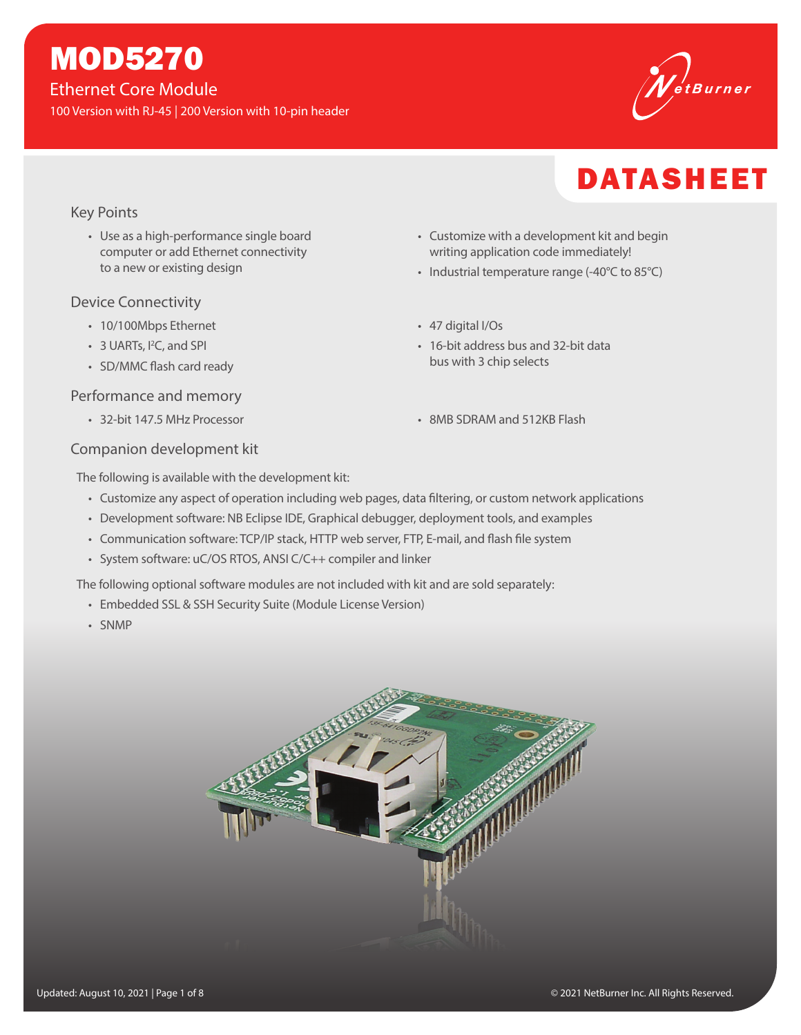# MOD5270

## Ethernet Core Module

100 Version with RJ-45 | 200 Version with 10-pin header

DATASHEET

### Key Points

- Use as a high-performance single board computer or add Ethernet connectivity to a new or existing design
- Customize with a development kit and begin writing application code immediately!
- Industrial temperature range (-40°C to 85°C)

### Device Connectivity

- 10/100Mbps Ethernet
- 3 UARTs, I²C, and SPI
- SD/MMC flash card ready
- 47 digital I/Os
- 16-bit address bus and 32-bit data bus with 3 chip selects

### Performance and memory

- 32-bit 147.5 MHz Processor
- 8MB SDRAM and 512KB Flash

### Companion development kit

The following is available with the development kit:

- Customize any aspect of operation including web pages, data filtering, or custom network applications
- Development software: NB Eclipse IDE, Graphical debugger, deployment tools, and examples
- Communication software: TCP/IP stack, HTTP web server, FTP, E-mail, and flash file system
- System software: uC/OS RTOS, ANSI C/C++ compiler and linker

The following optional software modules are not included with kit and are sold separately:

- Embedded SSL & SSH Security Suite (Module License Version)
- SNMP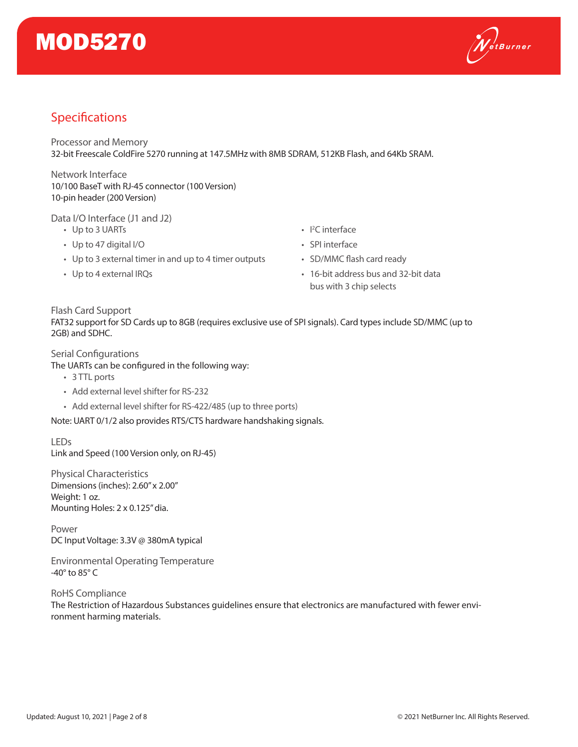# MOD5270

## Specifications

### Processor and Memory

32-bit Freescale ColdFire 5270 running at 147.5MHz with 8MB SDRAM, 512KB Flash, and 64Kb SRAM.

### Network Interface

10/100 BaseT with RJ-45 connector (100 Version)
10-pin header (200 Version)

### Data I/O Interface (J1 and J2)

- Up to 3 UARTs
- Up to 47 digital I/O
- Up to 3 external timer in and up to 4 timer outputs
- Up to 4 external IRQs
- I²C interface
- SPI interface
- SD/MMC flash card ready
- 16-bit address bus and 32-bit data bus with 3 chip selects

### Flash Card Support

FAT32 support for SD Cards up to 8GB (requires exclusive use of SPI signals). Card types include SD/MMC (up to 2GB) and SDHC.

### Serial Configurations

The UARTs can be configured in the following way:

- 3 TTL ports
- Add external level shifter for RS-232
- Add external level shifter for RS-422/485 (up to three ports)

Note: UART 0/1/2 also provides RTS/CTS hardware handshaking signals.

### LEDs

Link and Speed (100 Version only, on RJ-45)

### Physical Characteristics

Dimensions (inches): 2.60" x 2.00"
Weight: 1 oz.
Mounting Holes: 2 x 0.125" dia.

### Power

DC Input Voltage: 3.3V @ 380mA typical

### Environmental Operating Temperature

-40° to 85° C

### RoHS Compliance

The Restriction of Hazardous Substances guidelines ensure that electronics are manufactured with fewer environment harming materials.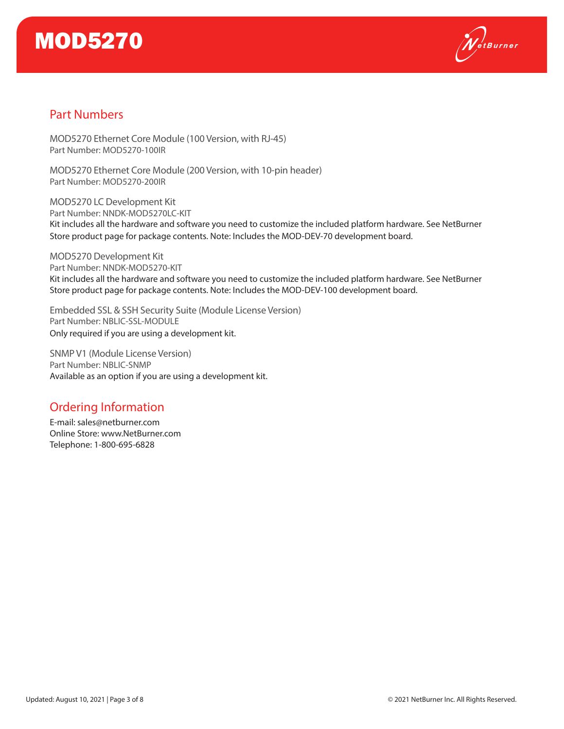## Part Numbers

MOD5270 Ethernet Core Module (100 Version, with RJ-45)
Part Number: MOD5270-100IR

MOD5270 Ethernet Core Module (200 Version, with 10-pin header)
Part Number: MOD5270-200IR

MOD5270 LC Development Kit
Part Number: NNDK-MOD5270LC-KIT
Kit includes all the hardware and software you need to customize the included platform hardware. See NetBurner Store product page for package contents. Note: Includes the MOD-DEV-70 development board.

MOD5270 Development Kit
Part Number: NNDK-MOD5270-KIT
Kit includes all the hardware and software you need to customize the included platform hardware. See NetBurner Store product page for package contents. Note: Includes the MOD-DEV-100 development board.

Embedded SSL & SSH Security Suite (Module License Version)
Part Number: NBLIC-SSL-MODULE
Only required if you are using a development kit.

SNMP V1 (Module License Version)
Part Number: NBLIC-SNMP
Available as an option if you are using a development kit.

## Ordering Information

E-mail: sales@netburner.com
Online Store: www.NetBurner.com
Telephone: 1-800-695-6828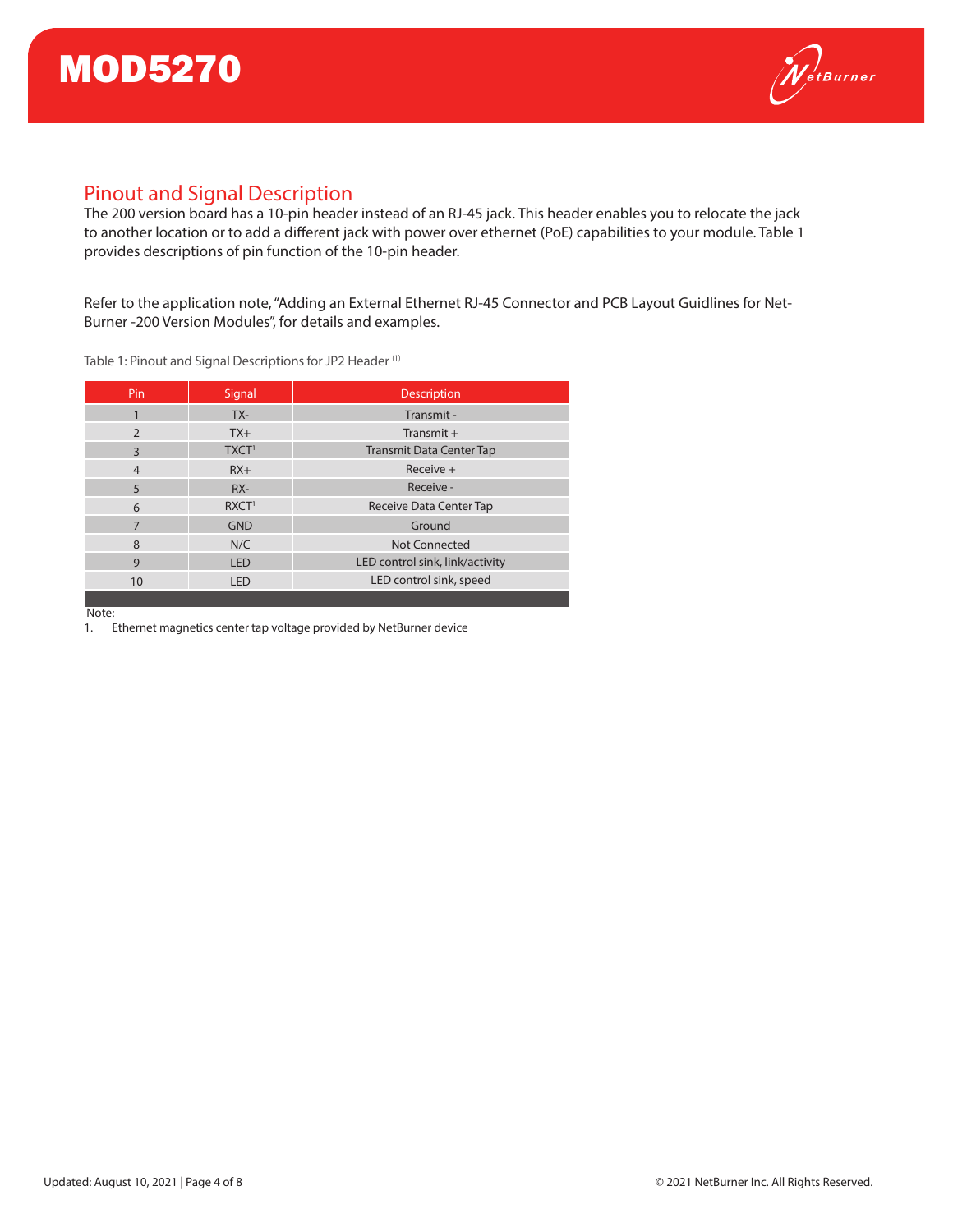## Pinout and Signal Description

The 200 version board has a 10-pin header instead of an RJ-45 jack. This header enables you to relocate the jack to another location or to add a different jack with power over ethernet (PoE) capabilities to your module. Table 1 provides descriptions of pin function of the 10-pin header.

Refer to the application note, "Adding an External Ethernet RJ-45 Connector and PCB Layout Guidlines for Net-Burner -200 Version Modules", for details and examples.

Table 1: Pinout and Signal Descriptions for JP2 Header (1)

| Pin | Signal | Description |
|---|---|---|
| 1 | TX- | Transmit - |
| 2 | TX+ | Transmit + |
| 3 | TXCT[1] | Transmit Data Center Tap |
| 4 | RX+ | Receive + |
| 5 | RX- | Receive - |
| 6 | RXCT[1] | Receive Data Center Tap |
| 7 | GND | Ground |
| 8 | N/C | Not Connected |
| 9 | LED | LED control sink, link/activity |
| 10 | LED | LED control sink, speed |

Note:

1. Ethernet magnetics center tap voltage provided by NetBurner device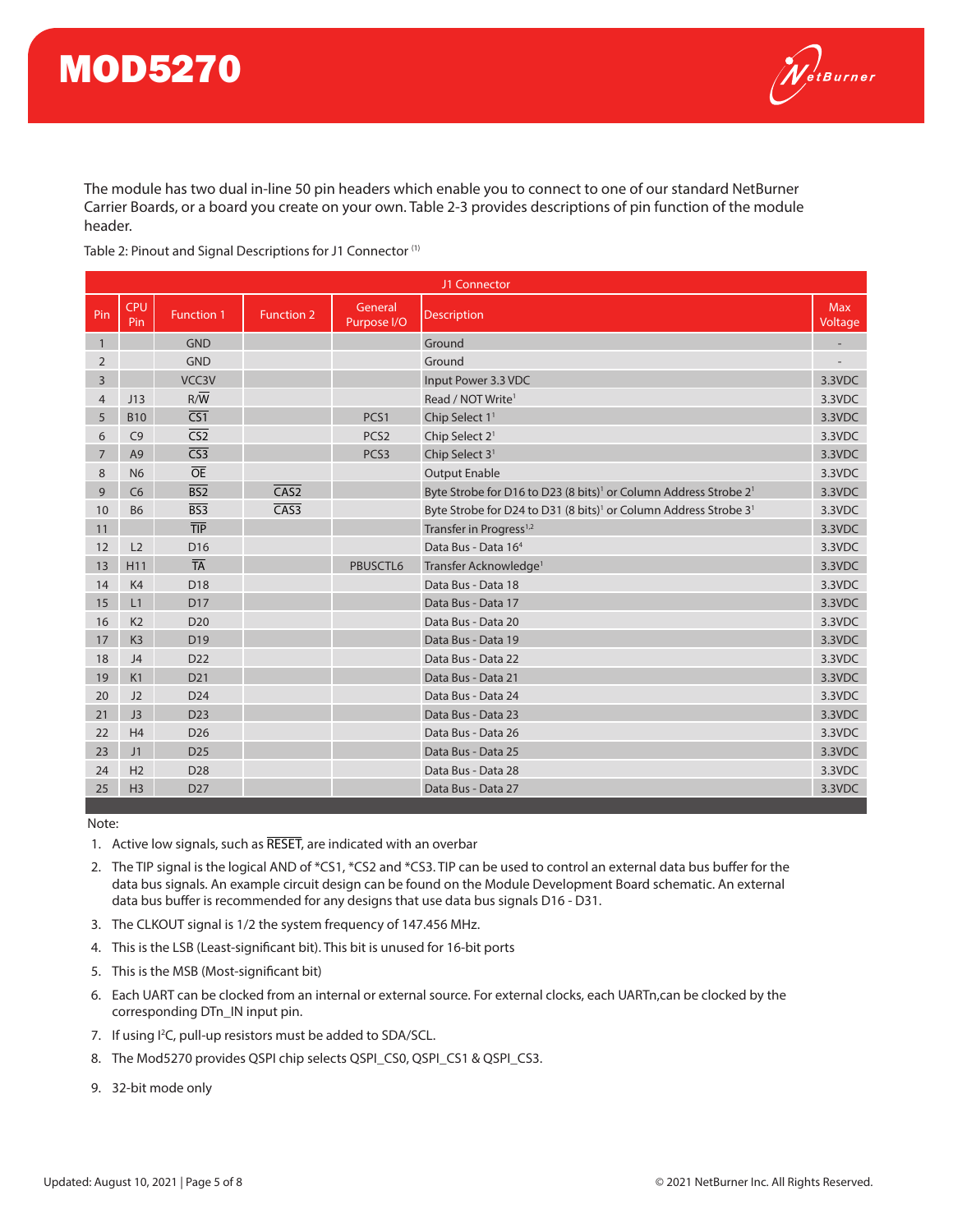The module has two dual in-line 50 pin headers which enable you to connect to one of our standard NetBurner Carrier Boards, or a board you create on your own. Table 2-3 provides descriptions of pin function of the module header.

Table 2: Pinout and Signal Descriptions for J1 Connector (1)

| J1 Connector | | | | | | |
|---|---|---|---|---|---|---|
| Pin | CPU Pin | Function 1 | Function 2 | General Purpose I/O | Description | Max Voltage |
| 1 | | GND | | | Ground | - |
| 2 | | GND | | | Ground | - |
| 3 | | VCC3V | | | Input Power 3.3 VDC | 3.3VDC |
| 4 | J13 | R/$\overline{W}$ | | | Read / NOT Write[1] | 3.3VDC |
| 5 | B10 | $\overline{CS1}$ | | PCS1 | Chip Select 1[1] | 3.3VDC |
| 6 | C9 | $\overline{CS2}$ | | PCS2 | Chip Select 2[1] | 3.3VDC |
| 7 | A9 | $\overline{CS3}$ | | PCS3 | Chip Select 3[1] | 3.3VDC |
| 8 | N6 | $\overline{OE}$ | | | Output Enable | 3.3VDC |
| 9 | C6 | $\overline{BS2}$ | $\overline{CAS2}$ | | Byte Strobe for D16 to D23 (8 bits)[1] or Column Address Strobe 2[1] | 3.3VDC |
| 10 | B6 | $\overline{BS3}$ | $\overline{CAS3}$ | | Byte Strobe for D24 to D31 (8 bits)[1] or Column Address Strobe 3[1] | 3.3VDC |
| 11 | | $\overline{TIP}$ | | | Transfer in Progress[1,2] | 3.3VDC |
| 12 | L2 | D16 | | | Data Bus - Data 16[4] | 3.3VDC |
| 13 | H11 | $\overline{TA}$ | | PBUSCTL6 | Transfer Acknowledge[1] | 3.3VDC |
| 14 | K4 | D18 | | | Data Bus - Data 18 | 3.3VDC |
| 15 | L1 | D17 | | | Data Bus - Data 17 | 3.3VDC |
| 16 | K2 | D20 | | | Data Bus - Data 20 | 3.3VDC |
| 17 | K3 | D19 | | | Data Bus - Data 19 | 3.3VDC |
| 18 | J4 | D22 | | | Data Bus - Data 22 | 3.3VDC |
| 19 | K1 | D21 | | | Data Bus - Data 21 | 3.3VDC |
| 20 | J2 | D24 | | | Data Bus - Data 24 | 3.3VDC |
| 21 | J3 | D23 | | | Data Bus - Data 23 | 3.3VDC |
| 22 | H4 | D26 | | | Data Bus - Data 26 | 3.3VDC |
| 23 | J1 | D25 | | | Data Bus - Data 25 | 3.3VDC |
| 24 | H2 | D28 | | | Data Bus - Data 28 | 3.3VDC |
| 25 | H3 | D27 | | | Data Bus - Data 27 | 3.3VDC |

Note:

1. Active low signals, such as $\overline{RESET}$, are indicated with an overbar
2. The TIP signal is the logical AND of *CS1, *CS2 and *CS3. TIP can be used to control an external data bus buffer for the data bus signals. An example circuit design can be found on the Module Development Board schematic. An external data bus buffer is recommended for any designs that use data bus signals D16 - D31.
3. The CLKOUT signal is 1/2 the system frequency of 147.456 MHz.
4. This is the LSB (Least-significant bit). This bit is unused for 16-bit ports
5. This is the MSB (Most-significant bit)
6. Each UART can be clocked from an internal or external source. For external clocks, each UARTn,can be clocked by the corresponding DTn_IN input pin.
7. If using I$^2$C, pull-up resistors must be added to SDA/SCL.
8. The Mod5270 provides QSPI chip selects QSPI_CS0, QSPI_CS1 & QSPI_CS3.
9. 32-bit mode only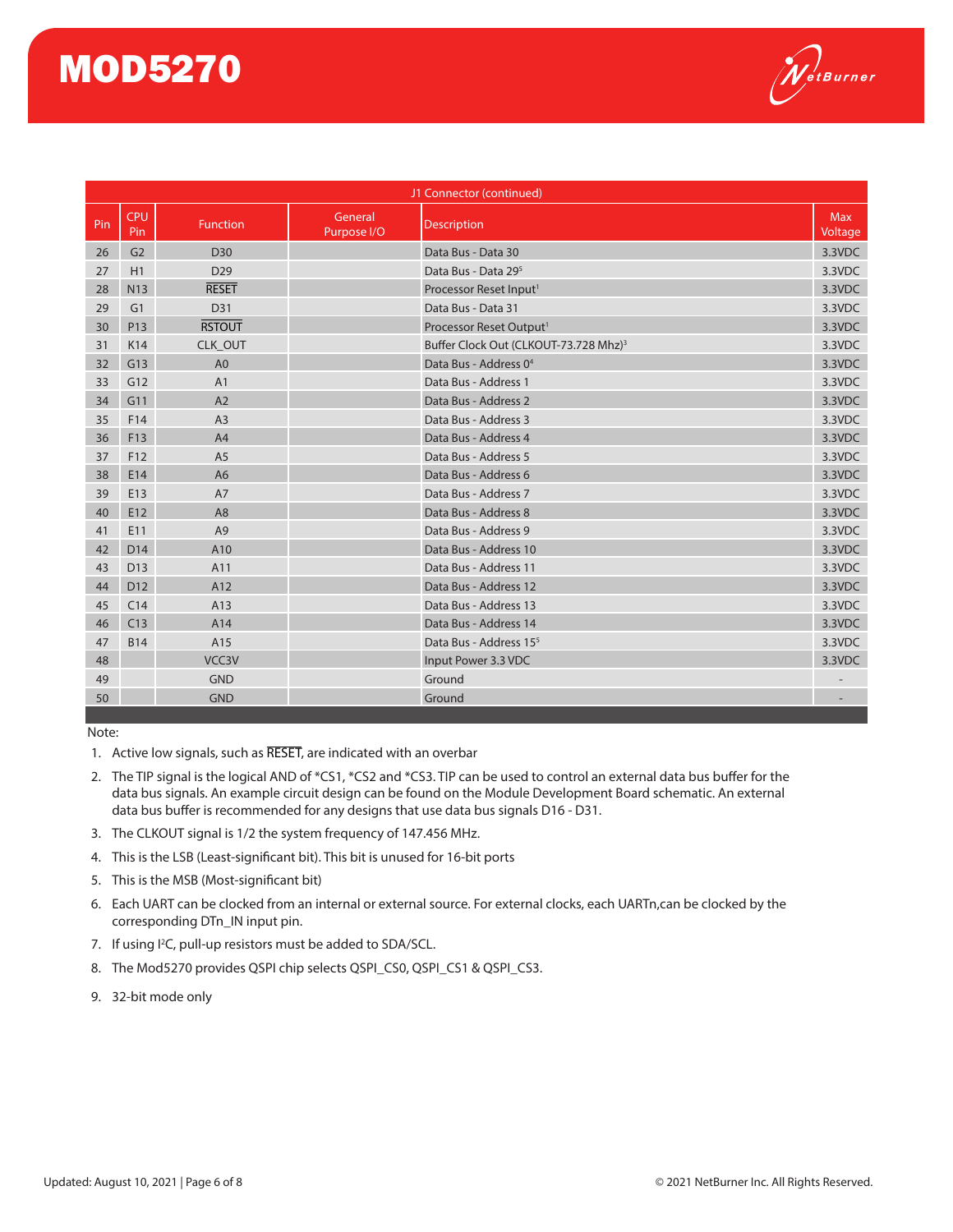| J1 Connector (continued) | | | | | |
|---|---|---|---|---|---|
| Pin | CPU Pin | Function | General Purpose I/O | Description | Max Voltage |
| 26 | G2 | D30 | | Data Bus - Data 30 | 3.3VDC |
| 27 | H1 | D29 | | Data Bus - Data 29[5] | 3.3VDC |
| 28 | N13 | $\overline{\text{RESET}}$ | | Processor Reset Input[1] | 3.3VDC |
| 29 | G1 | D31 | | Data Bus - Data 31 | 3.3VDC |
| 30 | P13 | $\overline{\text{RSTOUT}}$ | | Processor Reset Output[1] | 3.3VDC |
| 31 | K14 | CLK_OUT | | Buffer Clock Out (CLKOUT-73.728 Mhz)[3] | 3.3VDC |
| 32 | G13 | A0 | | Data Bus - Address 0[4] | 3.3VDC |
| 33 | G12 | A1 | | Data Bus - Address 1 | 3.3VDC |
| 34 | G11 | A2 | | Data Bus - Address 2 | 3.3VDC |
| 35 | F14 | A3 | | Data Bus - Address 3 | 3.3VDC |
| 36 | F13 | A4 | | Data Bus - Address 4 | 3.3VDC |
| 37 | F12 | A5 | | Data Bus - Address 5 | 3.3VDC |
| 38 | E14 | A6 | | Data Bus - Address 6 | 3.3VDC |
| 39 | E13 | A7 | | Data Bus - Address 7 | 3.3VDC |
| 40 | E12 | A8 | | Data Bus - Address 8 | 3.3VDC |
| 41 | E11 | A9 | | Data Bus - Address 9 | 3.3VDC |
| 42 | D14 | A10 | | Data Bus - Address 10 | 3.3VDC |
| 43 | D13 | A11 | | Data Bus - Address 11 | 3.3VDC |
| 44 | D12 | A12 | | Data Bus - Address 12 | 3.3VDC |
| 45 | C14 | A13 | | Data Bus - Address 13 | 3.3VDC |
| 46 | C13 | A14 | | Data Bus - Address 14 | 3.3VDC |
| 47 | B14 | A15 | | Data Bus - Address 15[5] | 3.3VDC |
| 48 | | VCC3V | | Input Power 3.3 VDC | 3.3VDC |
| 49 | | GND | | Ground | - |
| 50 | | GND | | Ground | - |

Note:

1. Active low signals, such as $\overline{\text{RESET}}$, are indicated with an overbar
2. The TIP signal is the logical AND of *CS1, *CS2 and *CS3. TIP can be used to control an external data bus buffer for the data bus signals. An example circuit design can be found on the Module Development Board schematic. An external data bus buffer is recommended for any designs that use data bus signals D16 - D31.
3. The CLKOUT signal is 1/2 the system frequency of 147.456 MHz.
4. This is the LSB (Least-significant bit). This bit is unused for 16-bit ports
5. This is the MSB (Most-significant bit)
6. Each UART can be clocked from an internal or external source. For external clocks, each UARTn,can be clocked by the corresponding DTn_IN input pin.
7. If using $I^2C$, pull-up resistors must be added to SDA/SCL.
8. The Mod5270 provides QSPI chip selects QSPI_CS0, QSPI_CS1 & QSPI_CS3.
9. 32-bit mode only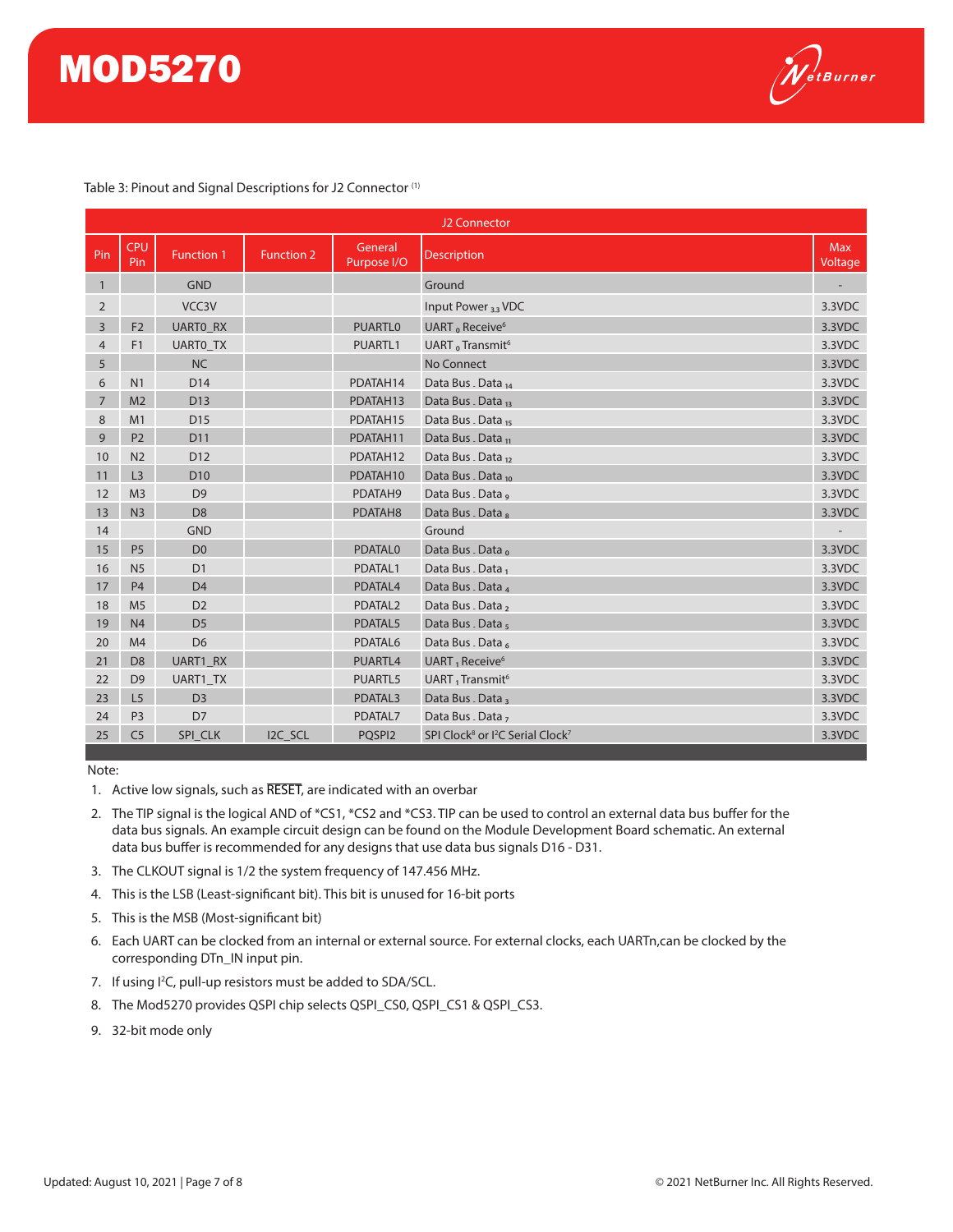Table 3: Pinout and Signal Descriptions for J2 Connector [(1)]

| J2 Connector | | | | | | |
|---|---|---|---|---|---|---|
| Pin | CPU Pin | Function 1 | Function 2 | General Purpose I/O | Description | Max Voltage |
| 1 | | GND | | | Ground | - |
| 2 | | VCC3V | | | Input Power $_{3.3}$ VDC | 3.3VDC |
| 3 | F2 | UART0_RX | | PUARTL0 | UART $_0$ Receive[6] | 3.3VDC |
| 4 | F1 | UART0_TX | | PUARTL1 | UART $_0$ Transmit[6] | 3.3VDC |
| 5 | | NC | | | No Connect | 3.3VDC |
| 6 | N1 | D14 | | PDATAH14 | Data Bus . Data $_{14}$ | 3.3VDC |
| 7 | M2 | D13 | | PDATAH13 | Data Bus . Data $_{13}$ | 3.3VDC |
| 8 | M1 | D15 | | PDATAH15 | Data Bus . Data $_{15}$ | 3.3VDC |
| 9 | P2 | D11 | | PDATAH11 | Data Bus . Data $_{11}$ | 3.3VDC |
| 10 | N2 | D12 | | PDATAH12 | Data Bus . Data $_{12}$ | 3.3VDC |
| 11 | L3 | D10 | | PDATAH10 | Data Bus . Data $_{10}$ | 3.3VDC |
| 12 | M3 | D9 | | PDATAH9 | Data Bus . Data $_9$ | 3.3VDC |
| 13 | N3 | D8 | | PDATAH8 | Data Bus . Data $_8$ | 3.3VDC |
| 14 | | GND | | | Ground | - |
| 15 | P5 | D0 | | PDATAL0 | Data Bus . Data $_0$ | 3.3VDC |
| 16 | N5 | D1 | | PDATAL1 | Data Bus . Data $_1$ | 3.3VDC |
| 17 | P4 | D4 | | PDATAL4 | Data Bus . Data $_4$ | 3.3VDC |
| 18 | M5 | D2 | | PDATAL2 | Data Bus . Data $_2$ | 3.3VDC |
| 19 | N4 | D5 | | PDATAL5 | Data Bus . Data $_5$ | 3.3VDC |
| 20 | M4 | D6 | | PDATAL6 | Data Bus . Data $_6$ | 3.3VDC |
| 21 | D8 | UART1_RX | | PUARTL4 | UART $_1$ Receive[6] | 3.3VDC |
| 22 | D9 | UART1_TX | | PUARTL5 | UART $_1$ Transmit[6] | 3.3VDC |
| 23 | L5 | D3 | | PDATAL3 | Data Bus . Data $_3$ | 3.3VDC |
| 24 | P3 | D7 | | PDATAL7 | Data Bus . Data $_7$ | 3.3VDC |
| 25 | C5 | SPI_CLK | I2C_SCL | PQSPI2 | SPI Clock[8] or I²C Serial Clock[7] | 3.3VDC |

Note:

1. Active low signals, such as $\overline{\text{RESET}}$, are indicated with an overbar
2. The TIP signal is the logical AND of *CS1, *CS2 and *CS3. TIP can be used to control an external data bus buffer for the data bus signals. An example circuit design can be found on the Module Development Board schematic. An external data bus buffer is recommended for any designs that use data bus signals D16 - D31.
3. The CLKOUT signal is 1/2 the system frequency of 147.456 MHz.
4. This is the LSB (Least-significant bit). This bit is unused for 16-bit ports
5. This is the MSB (Most-significant bit)
6. Each UART can be clocked from an internal or external source. For external clocks, each UARTn,can be clocked by the corresponding DTn_IN input pin.
7. If using I²C, pull-up resistors must be added to SDA/SCL.
8. The Mod5270 provides QSPI chip selects QSPI_CS0, QSPI_CS1 & QSPI_CS3.
9. 32-bit mode only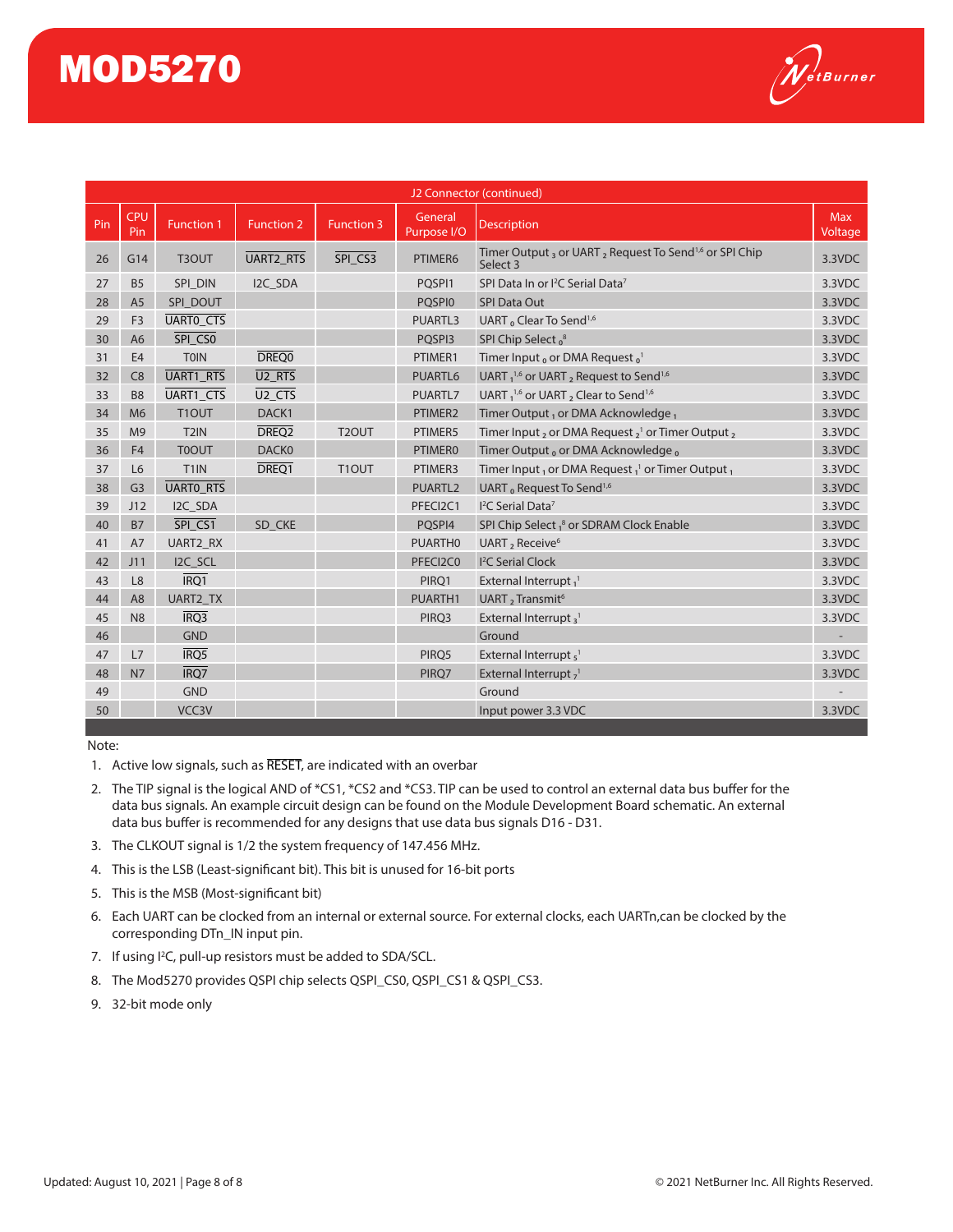| J2 Connector (continued) | | | | | | | |
|---|---|---|---|---|---|---|---|
| Pin | CPU Pin | Function 1 | Function 2 | Function 3 | General Purpose I/O | Description | Max Voltage |
| 26 | G14 | T3OUT | $\overline{\text{UART2\_RTS}}$ | $\overline{\text{SPI\_CS3}}$ | PTIMER6 | Timer Output $_3$ or UART $_2$ Request To Send[1,6] or SPI Chip Select 3 | 3.3VDC |
| 27 | B5 | SPI_DIN | I2C_SDA | | PQSPI1 | SPI Data In or I²C Serial Data[7] | 3.3VDC |
| 28 | A5 | SPI_DOUT | | | PQSPI0 | SPI Data Out | 3.3VDC |
| 29 | F3 | $\overline{\text{UART0\_CTS}}$ | | | PUARTL3 | UART $_0$ Clear To Send[1,6] | 3.3VDC |
| 30 | A6 | $\overline{\text{SPI\_CS0}}$ | | | PQSPI3 | SPI Chip Select $_0$[8] | 3.3VDC |
| 31 | E4 | T0IN | $\overline{\text{DREQ0}}$ | | PTIMER1 | Timer Input $_0$ or DMA Request $_0$[1] | 3.3VDC |
| 32 | C8 | $\overline{\text{UART1\_RTS}}$ | $\overline{\text{U2\_RTS}}$ | | PUARTL6 | UART $_1$[1,6] or UART $_2$ Request to Send[1,6] | 3.3VDC |
| 33 | B8 | $\overline{\text{UART1\_CTS}}$ | $\overline{\text{U2\_CTS}}$ | | PUARTL7 | UART $_1$[1,6] or UART $_2$ Clear to Send[1,6] | 3.3VDC |
| 34 | M6 | T1OUT | DACK1 | | PTIMER2 | Timer Output $_1$ or DMA Acknowledge $_1$ | 3.3VDC |
| 35 | M9 | T2IN | $\overline{\text{DREQ2}}$ | T2OUT | PTIMER5 | Timer Input $_2$ or DMA Request $_2$[1] or Timer Output $_2$ | 3.3VDC |
| 36 | F4 | T0OUT | DACK0 | | PTIMER0 | Timer Output $_0$ or DMA Acknowledge $_0$ | 3.3VDC |
| 37 | L6 | T1IN | $\overline{\text{DREQ1}}$ | T1OUT | PTIMER3 | Timer Input $_1$ or DMA Request $_1$[1] or Timer Output $_1$ | 3.3VDC |
| 38 | G3 | $\overline{\text{UART0\_RTS}}$ | | | PUARTL2 | UART $_0$ Request To Send[1,6] | 3.3VDC |
| 39 | J12 | I2C_SDA | | | PFECI2C1 | I²C Serial Data[7] | 3.3VDC |
| 40 | B7 | $\overline{\text{SPI\_CS1}}$ | SD_CKE | | PQSPI4 | SPI Chip Select $_1$[8] or SDRAM Clock Enable | 3.3VDC |
| 41 | A7 | UART2_RX | | | PUARTH0 | UART $_2$ Receive[6] | 3.3VDC |
| 42 | J11 | I2C_SCL | | | PFECI2C0 | I²C Serial Clock | 3.3VDC |
| 43 | L8 | $\overline{\text{IRQ1}}$ | | | PIRQ1 | External Interrupt $_1$[1] | 3.3VDC |
| 44 | A8 | UART2_TX | | | PUARTH1 | UART $_2$ Transmit[6] | 3.3VDC |
| 45 | N8 | $\overline{\text{IRQ3}}$ | | | PIRQ3 | External Interrupt $_3$[1] | 3.3VDC |
| 46 | | GND | | | | Ground | - |
| 47 | L7 | $\overline{\text{IRQ5}}$ | | | PIRQ5 | External Interrupt $_5$[1] | 3.3VDC |
| 48 | N7 | $\overline{\text{IRQ7}}$ | | | PIRQ7 | External Interrupt $_7$[1] | 3.3VDC |
| 49 | | GND | | | | Ground | - |
| 50 | | VCC3V | | | | Input power 3.3 VDC | 3.3VDC |

Note:

1. Active low signals, such as $\overline{\text{RESET}}$, are indicated with an overbar
2. The TIP signal is the logical AND of *CS1, *CS2 and *CS3. TIP can be used to control an external data bus buffer for the data bus signals. An example circuit design can be found on the Module Development Board schematic. An external data bus buffer is recommended for any designs that use data bus signals D16 - D31.
3. The CLKOUT signal is 1/2 the system frequency of 147.456 MHz.
4. This is the LSB (Least-significant bit). This bit is unused for 16-bit ports
5. This is the MSB (Most-significant bit)
6. Each UART can be clocked from an internal or external source. For external clocks, each UARTn,can be clocked by the corresponding DTn_IN input pin.
7. If using I²C, pull-up resistors must be added to SDA/SCL.
8. The Mod5270 provides QSPI chip selects QSPI_CS0, QSPI_CS1 & QSPI_CS3.
9. 32-bit mode only